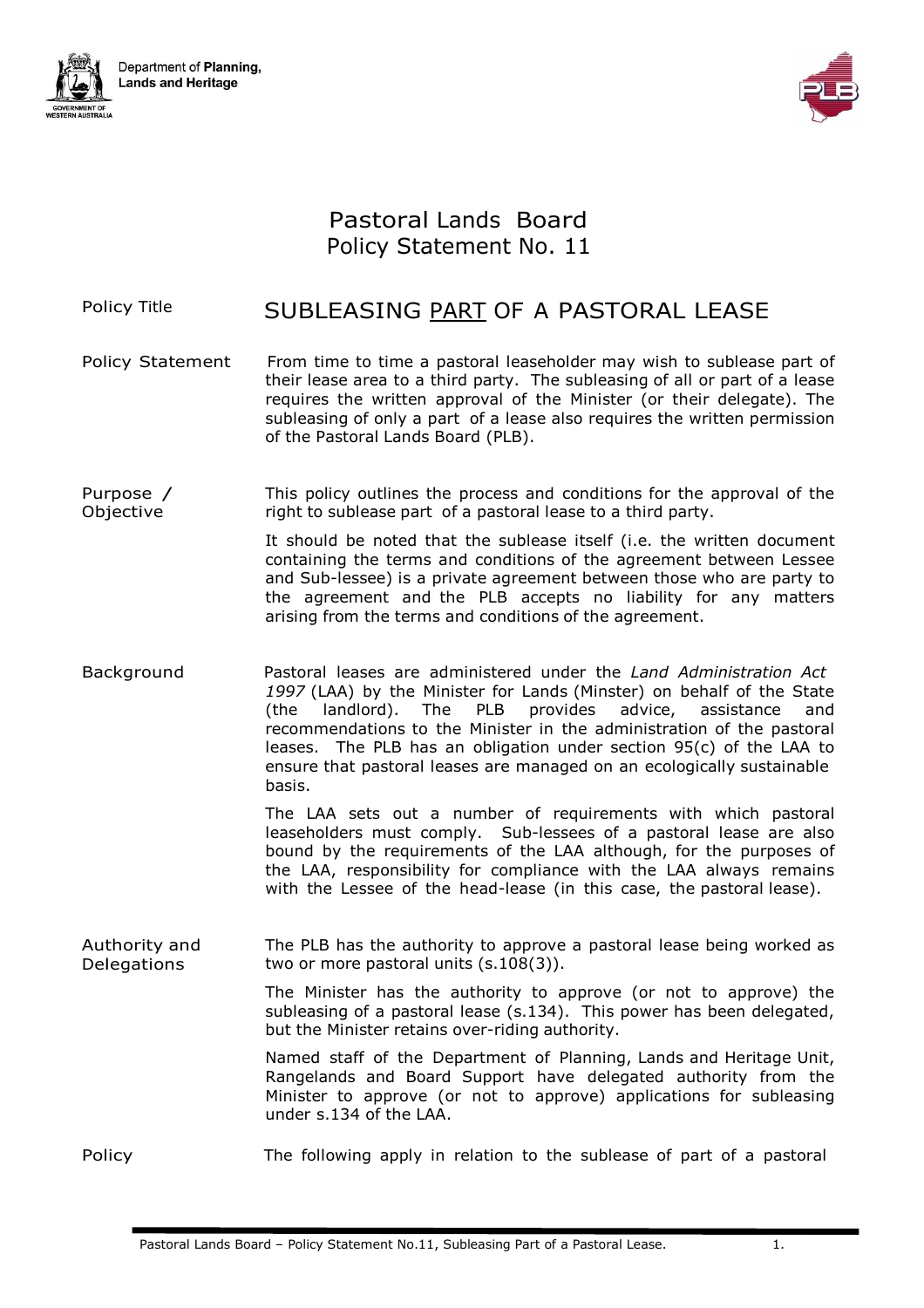Department of **Planning, Lands and Heritage**

# Pastoral Lands Board
# Policy Statement No. 11

**Policy Title**

## SUBLEASING PART OF A PASTORAL LEASE

**Policy Statement**

From time to time a pastoral leaseholder may wish to sublease part of their lease area to a third party. The subleasing of all or part of a lease requires the written approval of the Minister (or their delegate). The subleasing of only a part of a lease also requires the written permission of the Pastoral Lands Board (PLB).

**Purpose / Objective**

This policy outlines the process and conditions for the approval of the right to sublease part of a pastoral lease to a third party.

It should be noted that the sublease itself (i.e. the written document containing the terms and conditions of the agreement between Lessee and Sub-lessee) is a private agreement between those who are party to the agreement and the PLB accepts no liability for any matters arising from the terms and conditions of the agreement.

**Background**

Pastoral leases are administered under the *Land Administration Act 1997* (LAA) by the Minister for Lands (Minster) on behalf of the State (the landlord). The PLB provides advice, assistance and recommendations to the Minister in the administration of the pastoral leases. The PLB has an obligation under section 95(c) of the LAA to ensure that pastoral leases are managed on an ecologically sustainable basis.

The LAA sets out a number of requirements with which pastoral leaseholders must comply. Sub-lessees of a pastoral lease are also bound by the requirements of the LAA although, for the purposes of the LAA, responsibility for compliance with the LAA always remains with the Lessee of the head-lease (in this case, the pastoral lease).

**Authority and Delegations**

The PLB has the authority to approve a pastoral lease being worked as two or more pastoral units (s.108(3)).

The Minister has the authority to approve (or not to approve) the subleasing of a pastoral lease (s.134). This power has been delegated, but the Minister retains over-riding authority.

Named staff of the Department of Planning, Lands and Heritage Unit, Rangelands and Board Support have delegated authority from the Minister to approve (or not to approve) applications for subleasing under s.134 of the LAA.

**Policy**

The following apply in relation to the sublease of part of a pastoral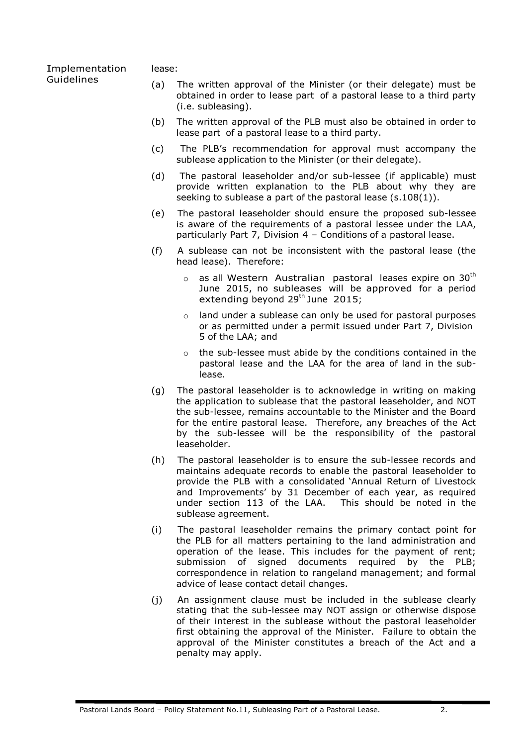**Implementation Guidelines**

lease:

(a) The written approval of the Minister (or their delegate) must be obtained in order to lease part of a pastoral lease to a third party (i.e. subleasing).

(b) The written approval of the PLB must also be obtained in order to lease part of a pastoral lease to a third party.

(c) The PLB's recommendation for approval must accompany the sublease application to the Minister (or their delegate).

(d) The pastoral leaseholder and/or sub-lessee (if applicable) must provide written explanation to the PLB about why they are seeking to sublease a part of the pastoral lease (s.108(1)).

(e) The pastoral leaseholder should ensure the proposed sub-lessee is aware of the requirements of a pastoral lessee under the LAA, particularly Part 7, Division 4 – Conditions of a pastoral lease.

(f) A sublease can not be inconsistent with the pastoral lease (the head lease). Therefore:

- as all Western Australian pastoral leases expire on 30th June 2015, no subleases will be approved for a period extending beyond 29th June 2015;
- land under a sublease can only be used for pastoral purposes or as permitted under a permit issued under Part 7, Division 5 of the LAA; and
- the sub-lessee must abide by the conditions contained in the pastoral lease and the LAA for the area of land in the sub-lease.

(g) The pastoral leaseholder is to acknowledge in writing on making the application to sublease that the pastoral leaseholder, and NOT the sub-lessee, remains accountable to the Minister and the Board for the entire pastoral lease. Therefore, any breaches of the Act by the sub-lessee will be the responsibility of the pastoral leaseholder.

(h) The pastoral leaseholder is to ensure the sub-lessee records and maintains adequate records to enable the pastoral leaseholder to provide the PLB with a consolidated 'Annual Return of Livestock and Improvements' by 31 December of each year, as required under section 113 of the LAA. This should be noted in the sublease agreement.

(i) The pastoral leaseholder remains the primary contact point for the PLB for all matters pertaining to the land administration and operation of the lease. This includes for the payment of rent; submission of signed documents required by the PLB; correspondence in relation to rangeland management; and formal advice of lease contact detail changes.

(j) An assignment clause must be included in the sublease clearly stating that the sub-lessee may NOT assign or otherwise dispose of their interest in the sublease without the pastoral leaseholder first obtaining the approval of the Minister. Failure to obtain the approval of the Minister constitutes a breach of the Act and a penalty may apply.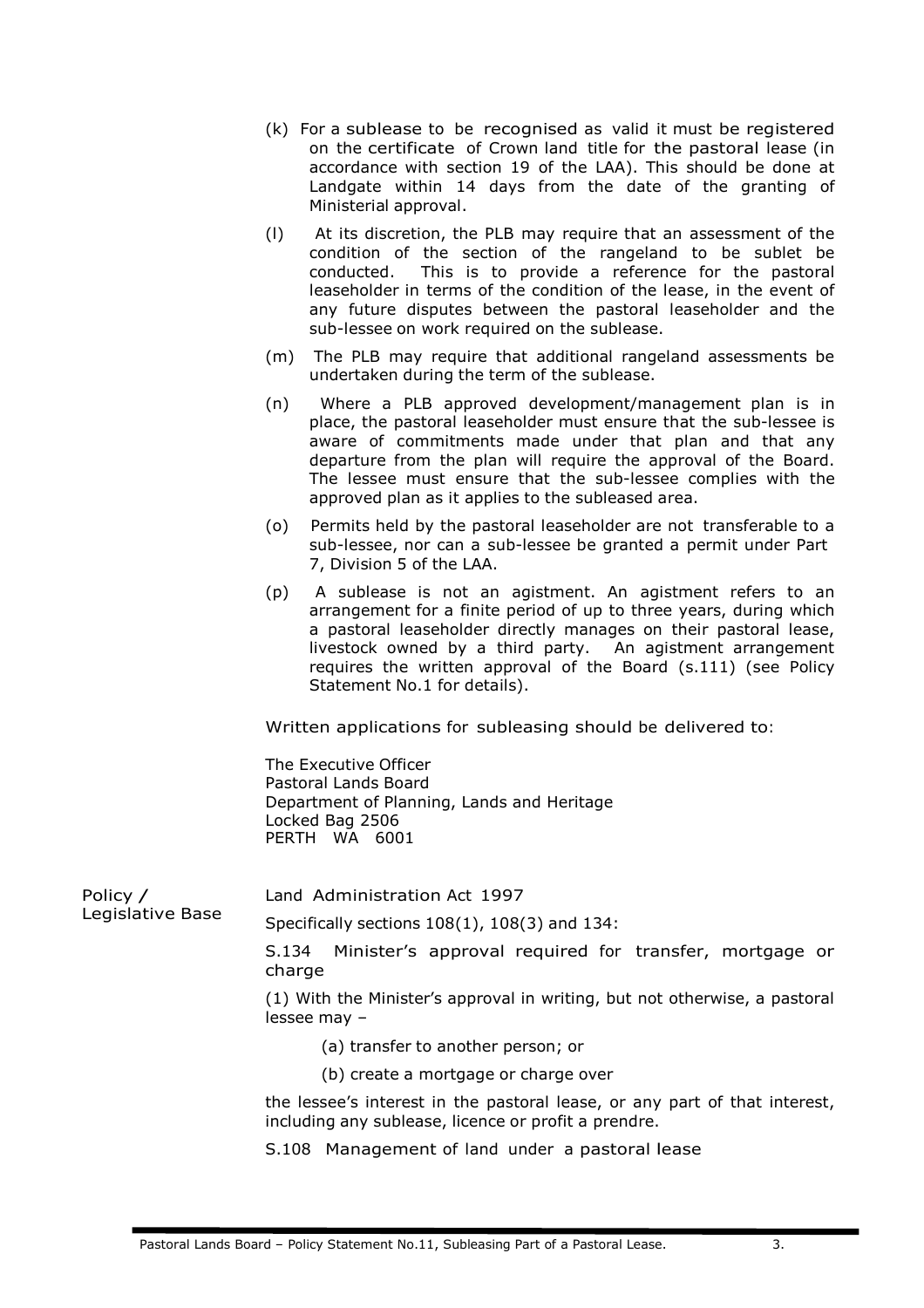(k) For a sublease to be recognised as valid it must be registered on the certificate of Crown land title for the pastoral lease (in accordance with section 19 of the LAA). This should be done at Landgate within 14 days from the date of the granting of Ministerial approval.

(l) At its discretion, the PLB may require that an assessment of the condition of the section of the rangeland to be sublet be conducted. This is to provide a reference for the pastoral leaseholder in terms of the condition of the lease, in the event of any future disputes between the pastoral leaseholder and the sub-lessee on work required on the sublease.

(m) The PLB may require that additional rangeland assessments be undertaken during the term of the sublease.

(n) Where a PLB approved development/management plan is in place, the pastoral leaseholder must ensure that the sub-lessee is aware of commitments made under that plan and that any departure from the plan will require the approval of the Board. The lessee must ensure that the sub-lessee complies with the approved plan as it applies to the subleased area.

(o) Permits held by the pastoral leaseholder are not transferable to a sub-lessee, nor can a sub-lessee be granted a permit under Part 7, Division 5 of the LAA.

(p) A sublease is not an agistment. An agistment refers to an arrangement for a finite period of up to three years, during which a pastoral leaseholder directly manages on their pastoral lease, livestock owned by a third party. An agistment arrangement requires the written approval of the Board (s.111) (see Policy Statement No.1 for details).

Written applications for subleasing should be delivered to:

The Executive Officer
Pastoral Lands Board
Department of Planning, Lands and Heritage
Locked Bag 2506
PERTH WA 6001

**Policy / Legislative Base**

Land Administration Act 1997

Specifically sections 108(1), 108(3) and 134:

S.134 Minister's approval required for transfer, mortgage or charge

(1) With the Minister's approval in writing, but not otherwise, a pastoral lessee may –

(a) transfer to another person; or

(b) create a mortgage or charge over

the lessee's interest in the pastoral lease, or any part of that interest, including any sublease, licence or profit a prendre.

S.108 Management of land under a pastoral lease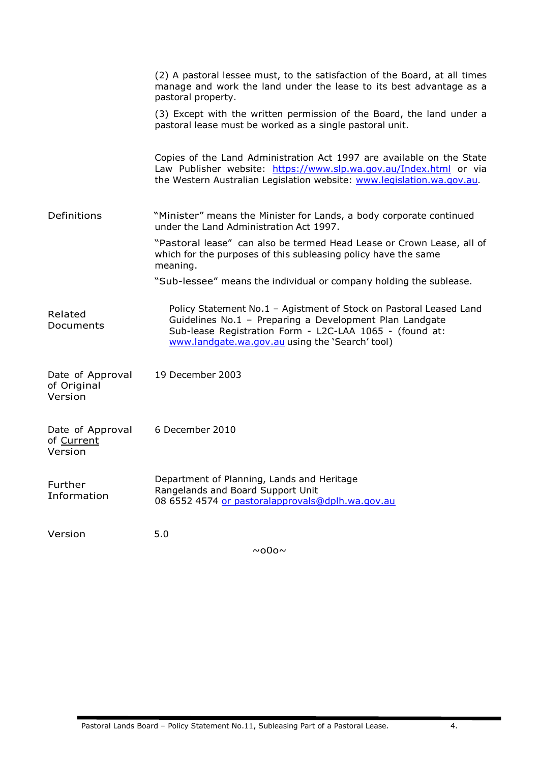(2) A pastoral lessee must, to the satisfaction of the Board, at all times manage and work the land under the lease to its best advantage as a pastoral property.

(3) Except with the written permission of the Board, the land under a pastoral lease must be worked as a single pastoral unit.

Copies of the Land Administration Act 1997 are available on the State Law Publisher website: https://www.slp.wa.gov.au/Index.html or via the Western Australian Legislation website: www.legislation.wa.gov.au.

| | |
|---|---|
| Definitions | "Minister" means the Minister for Lands, a body corporate continued under the Land Administration Act 1997.<br><br>"Pastoral lease" can also be termed Head Lease or Crown Lease, all of which for the purposes of this subleasing policy have the same meaning.<br><br>"Sub-lessee" means the individual or company holding the sublease. |
| Related Documents | Policy Statement No.1 – Agistment of Stock on Pastoral Leased Land<br>Guidelines No.1 – Preparing a Development Plan Landgate<br>Sub-lease Registration Form - L2C-LAA 1065 - (found at: www.landgate.wa.gov.au using the 'Search' tool) |
| Date of Approval of Original Version | 19 December 2003 |
| Date of Approval of Current Version | 6 December 2010 |
| Further Information | Department of Planning, Lands and Heritage<br>Rangelands and Board Support Unit<br>08 6552 4574 or pastoralapprovals@dplh.wa.gov.au |
| Version | 5.0 |

~o0o~